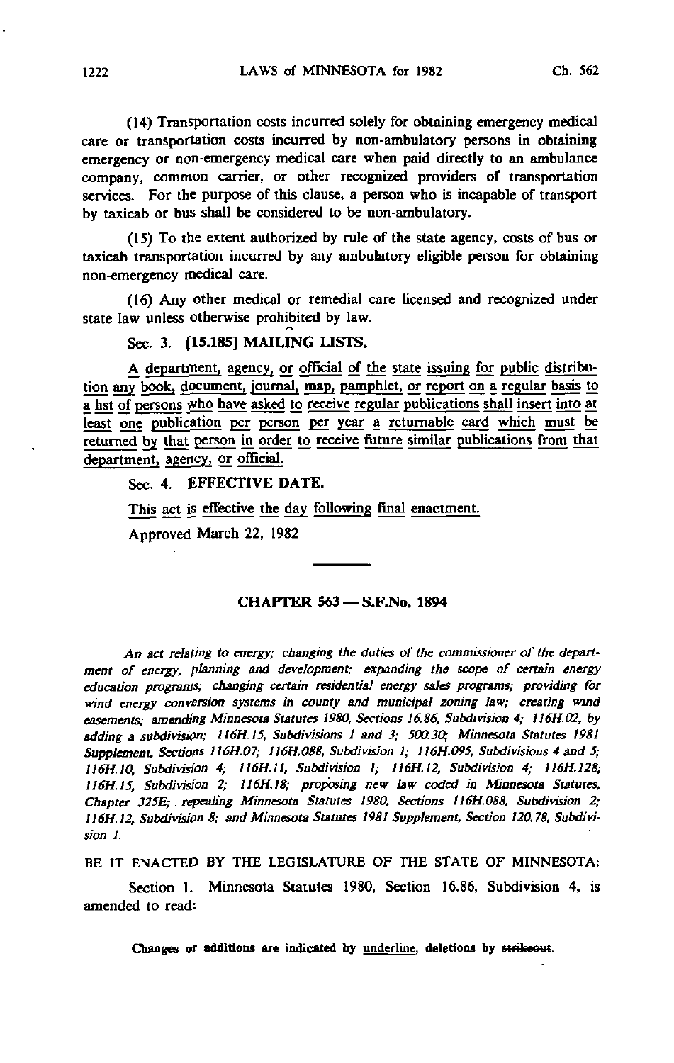(14) Transportation costs incurred solely for obtaining emergency medical care or transportation costs incurred by non-ambulatory persons in obtaining emergency or non-emergency medical care when paid directly to an ambulance company, common carrier, or other recognized providers of transportation services. For the purpose of this clause, a person who is incapable of transport by taxicab or bus shall be considered to be non-ambulatory.

(15) To the extent authorized by rule of the state agency, costs of bus or taxicab transportation incurred by any ambulatory eligible person for obtaining non-emergency medical care.

(16) Any other medical or remedial care licensed and recognized under state law unless otherwise prohibited by law.

Sec. 3. [15.185] MAILING LISTS.

A department, agency, or official of the state issuing for public distribution any book, document, journal, map, pamphlet, or report on a regular basis to a list of persons who have asked to receive regular publications shall insert into at least one publication per person per year a returnable card which must be returned by that person in order to receive future similar publications from that department, agency, or official.

Sec. 4. EFFECTIVE DATE.

This act is effective the day following final enactment.

Approved March 22, 1982

## CHAPTER 563 — S.F.No. 1894

*An act relating to energy; changing the duties of the commissioner of the department of energy, planning and development; expanding the scope of certain energy education programs; changing certain residential energy sales programs; providing for wind energy conversion systems in county and municipal zoning law; creating wind easements; amending Minnesota Statutes 1980, Sections 16.86, Subdivision 4; 116H.02, by adding a subdivision; 116H.15, Subdivisions 1 and 3; 500.30; Minnesota Statutes 1981 Supplement, Sections 116H.07; 116H.088, Subdivision 1; 116H.095, Subdivisions 4 and 5; 116H.10, Subdivision 4; 116H.11, Subdivision 1; 116H.12, Subdivision 4; 116H.128; 116H.15, Subdivision 2; 116H.18; proposing new law coded in Minnesota Statutes, Chapter 325E; repealing Minnesota Statutes 1980, Sections 116H.088, Subdivision 2; 116H.12, Subdivision 8; and Minnesota Statutes 1981 Supplement, Section 120.78, Subdivision 1.*

BE IT ENACTED BY THE LEGISLATURE OF THE STATE OF MINNESOTA:

Section 1. Minnesota Statutes 1980, Section 16.86, Subdivision 4, is amended to read:

Changes or additions are indicated by underline, deletions by ~~strikeout~~.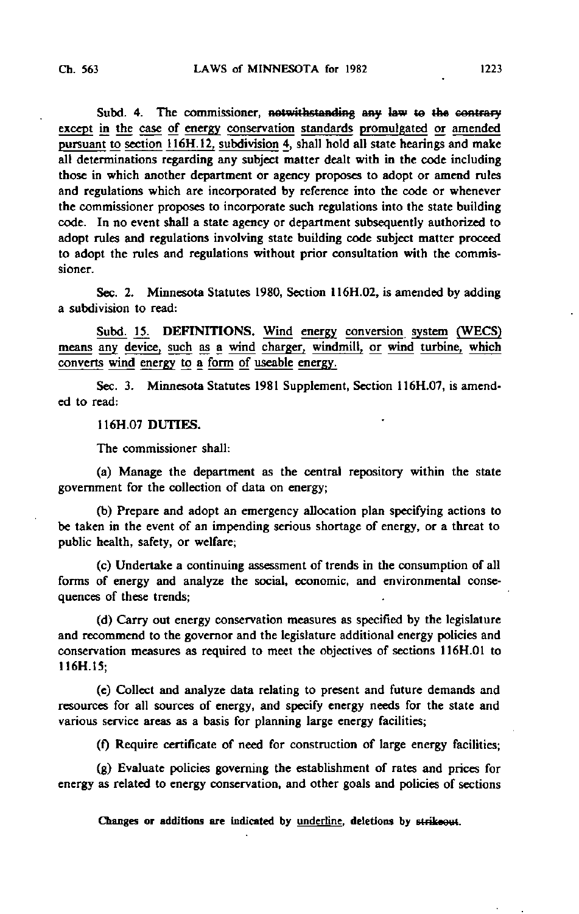Subd. 4. The commissioner, ~~notwithstanding any law to the contrary~~ <u>except in the case of energy conservation standards promulgated or amended pursuant to section 116H.12, subdivision 4</u>, shall hold all state hearings and make all determinations regarding any subject matter dealt with in the code including those in which another department or agency proposes to adopt or amend rules and regulations which are incorporated by reference into the code or whenever the commissioner proposes to incorporate such regulations into the state building code. In no event shall a state agency or department subsequently authorized to adopt rules and regulations involving state building code subject matter proceed to adopt the rules and regulations without prior consultation with the commissioner.

Sec. 2. Minnesota Statutes 1980, Section 116H.02, is amended by adding a subdivision to read:

<u>Subd. 15.</u> **DEFINITIONS.** <u>Wind energy conversion system (WECS) means any device, such as a wind charger, windmill, or wind turbine, which converts wind energy to a form of useable energy.</u>

Sec. 3. Minnesota Statutes 1981 Supplement, Section 116H.07, is amended to read:

116H.07 **DUTIES.**

The commissioner shall:

(a) Manage the department as the central repository within the state government for the collection of data on energy;

(b) Prepare and adopt an emergency allocation plan specifying actions to be taken in the event of an impending serious shortage of energy, or a threat to public health, safety, or welfare;

(c) Undertake a continuing assessment of trends in the consumption of all forms of energy and analyze the social, economic, and environmental consequences of these trends;

(d) Carry out energy conservation measures as specified by the legislature and recommend to the governor and the legislature additional energy policies and conservation measures as required to meet the objectives of sections 116H.01 to 116H.15;

(e) Collect and analyze data relating to present and future demands and resources for all sources of energy, and specify energy needs for the state and various service areas as a basis for planning large energy facilities;

(f) Require certificate of need for construction of large energy facilities;

(g) Evaluate policies governing the establishment of rates and prices for energy as related to energy conservation, and other goals and policies of sections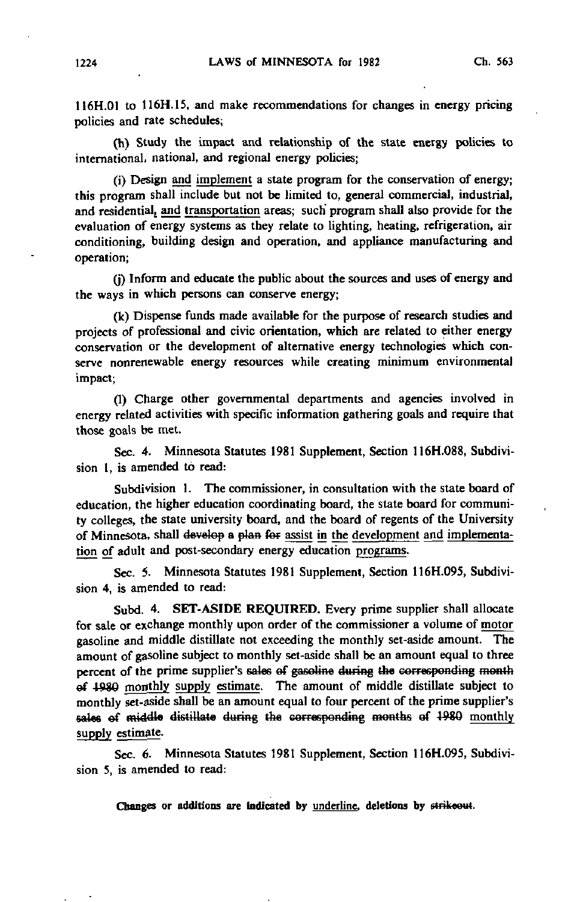116H.01 to 116H.15, and make recommendations for changes in energy pricing policies and rate schedules;

(h) Study the impact and relationship of the state energy policies to international, national, and regional energy policies;

(i) Design <u>and implement</u> a state program for the conservation of energy; this program shall include but not be limited to, general commercial, industrial, and residential<u>, and transportation</u> areas; such program shall also provide for the evaluation of energy systems as they relate to lighting, heating, refrigeration, air conditioning, building design and operation, and appliance manufacturing and operation;

(j) Inform and educate the public about the sources and uses of energy and the ways in which persons can conserve energy;

(k) Dispense funds made available for the purpose of research studies and projects of professional and civic orientation, which are related to either energy conservation or the development of alternative energy technologies which conserve nonrenewable energy resources while creating minimum environmental impact;

(l) Charge other governmental departments and agencies involved in energy related activities with specific information gathering goals and require that those goals be met.

Sec. 4. Minnesota Statutes 1981 Supplement, Section 116H.088, Subdivision 1, is amended to read:

Subdivision 1. The commissioner, in consultation with the state board of education, the higher education coordinating board, the state board for community colleges, the state university board, and the board of regents of the University of Minnesota, shall ~~develop a plan for~~ <u>assist in the development and implementation of</u> adult and post-secondary energy education <u>programs</u>.

Sec. 5. Minnesota Statutes 1981 Supplement, Section 116H.095, Subdivision 4, is amended to read:

Subd. 4. **SET-ASIDE REQUIRED.** Every prime supplier shall allocate for sale or exchange monthly upon order of the commissioner a volume of <u>motor</u> gasoline and middle distillate not exceeding the monthly set-aside amount. The amount of gasoline subject to monthly set-aside shall be an amount equal to three percent of the prime supplier's ~~sales of gasoline during the corresponding month of 1980~~ <u>monthly supply estimate</u>. The amount of middle distillate subject to monthly set-aside shall be an amount equal to four percent of the prime supplier's ~~sales of middle distillate during the corresponding months of 1980~~ <u>monthly supply estimate</u>.

Sec. 6. Minnesota Statutes 1981 Supplement, Section 116H.095, Subdivision 5, is amended to read: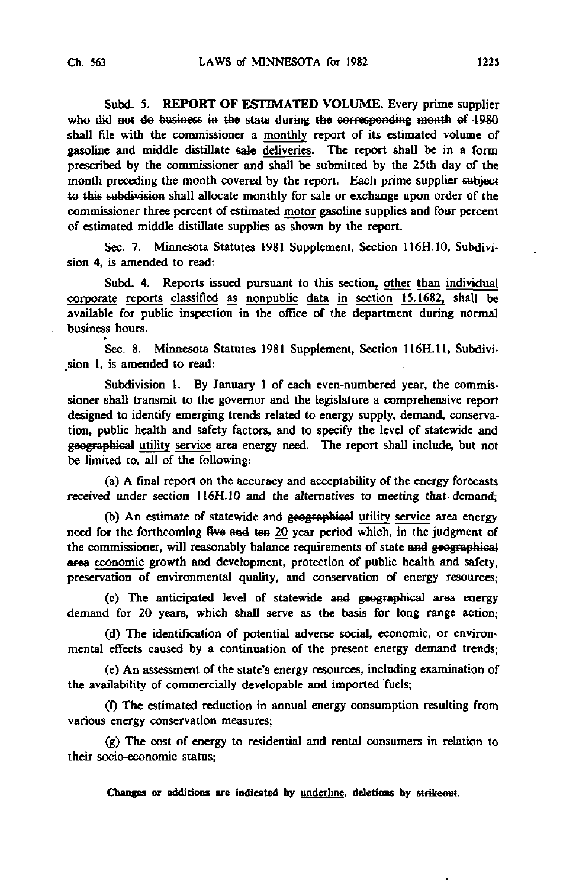Subd. 5. **REPORT OF ESTIMATED VOLUME.** Every prime supplier ~~who did not do business in the state during the corresponding month of 1980~~ shall file with the commissioner a <u>monthly</u> report of its estimated volume of gasoline and middle distillate ~~sale~~ <u>deliveries</u>. The report shall be in a form prescribed by the commissioner and shall be submitted by the 25th day of the month preceding the month covered by the report. Each prime supplier ~~subject to this subdivision~~ shall allocate monthly for sale or exchange upon order of the commissioner three percent of estimated <u>motor</u> gasoline supplies and four percent of estimated middle distillate supplies as shown by the report.

Sec. 7. Minnesota Statutes 1981 Supplement, Section 116H.10, Subdivision 4, is amended to read:

Subd. 4. Reports issued pursuant to this section<u>, other than individual corporate reports classified as nonpublic data in section 15.1682,</u> shall be available for public inspection in the office of the department during normal business hours.

Sec. 8. Minnesota Statutes 1981 Supplement, Section 116H.11, Subdivision 1, is amended to read:

Subdivision 1. By January 1 of each even-numbered year, the commissioner shall transmit to the governor and the legislature a comprehensive report designed to identify emerging trends related to energy supply, demand, conservation, public health and safety factors, and to specify the level of statewide and ~~geographical~~ <u>utility service</u> area energy need. The report shall include, but not be limited to, all of the following:

(a) A final report on the accuracy and acceptability of the energy forecasts received under section *116H.10* and the alternatives to meeting that demand;

(b) An estimate of statewide and ~~geographical~~ <u>utility service</u> area energy need for the forthcoming ~~five and ten~~ <u>20</u> year period which, in the judgment of the commissioner, will reasonably balance requirements of state ~~and geographical area~~ <u>economic</u> growth and development, protection of public health and safety, preservation of environmental quality, and conservation of energy resources;

(c) The anticipated level of statewide ~~and geographical area~~ energy demand for 20 years, which shall serve as the basis for long range action;

(d) The identification of potential adverse social, economic, or environmental effects caused by a continuation of the present energy demand trends;

(e) An assessment of the state's energy resources, including examination of the availability of commercially developable and imported fuels;

(f) The estimated reduction in annual energy consumption resulting from various energy conservation measures;

(g) The cost of energy to residential and rental consumers in relation to their socio-economic status;

**Changes or additions are indicated by <u>underline</u>, deletions by ~~strikeout~~.**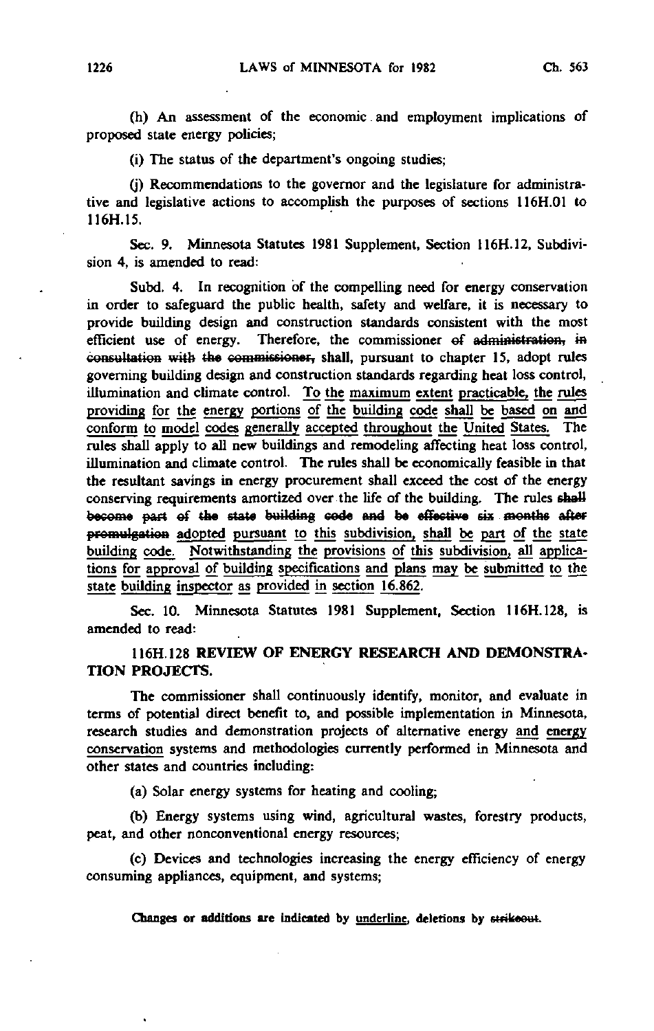(h) An assessment of the economic and employment implications of proposed state energy policies;

(i) The status of the department's ongoing studies;

(j) Recommendations to the governor and the legislature for administrative and legislative actions to accomplish the purposes of sections 116H.01 to 116H.15.

Sec. 9. Minnesota Statutes 1981 Supplement, Section 116H.12, Subdivision 4, is amended to read:

Subd. 4. In recognition of the compelling need for energy conservation in order to safeguard the public health, safety and welfare, it is necessary to provide building design and construction standards consistent with the most efficient use of energy. Therefore, the commissioner ~~of administration, in consultation with the commissioner,~~ shall, pursuant to chapter 15, adopt rules governing building design and construction standards regarding heat loss control, illumination and climate control. <u>To the maximum extent practicable, the rules providing for the energy portions of the building code shall be based on and conform to model codes generally accepted throughout the United States.</u> The rules shall apply to all new buildings and remodeling affecting heat loss control, illumination and climate control. The rules shall be economically feasible in that the resultant savings in energy procurement shall exceed the cost of the energy conserving requirements amortized over the life of the building. The rules ~~shall become part of the state building code and be effective six months after promulgation~~ <u>adopted pursuant to this subdivision, shall be part of the state building code. Notwithstanding the provisions of this subdivision, all applications for approval of building specifications and plans may be submitted to the state building inspector as provided in section 16.862.</u>

Sec. 10. Minnesota Statutes 1981 Supplement, Section 116H.128, is amended to read:

### 116H.128 REVIEW OF ENERGY RESEARCH AND DEMONSTRATION PROJECTS.

The commissioner shall continuously identify, monitor, and evaluate in terms of potential direct benefit to, and possible implementation in Minnesota, research studies and demonstration projects of alternative energy <u>and energy conservation</u> systems and methodologies currently performed in Minnesota and other states and countries including:

(a) Solar energy systems for heating and cooling;

(b) Energy systems using wind, agricultural wastes, forestry products, peat, and other nonconventional energy resources;

(c) Devices and technologies increasing the energy efficiency of energy consuming appliances, equipment, and systems;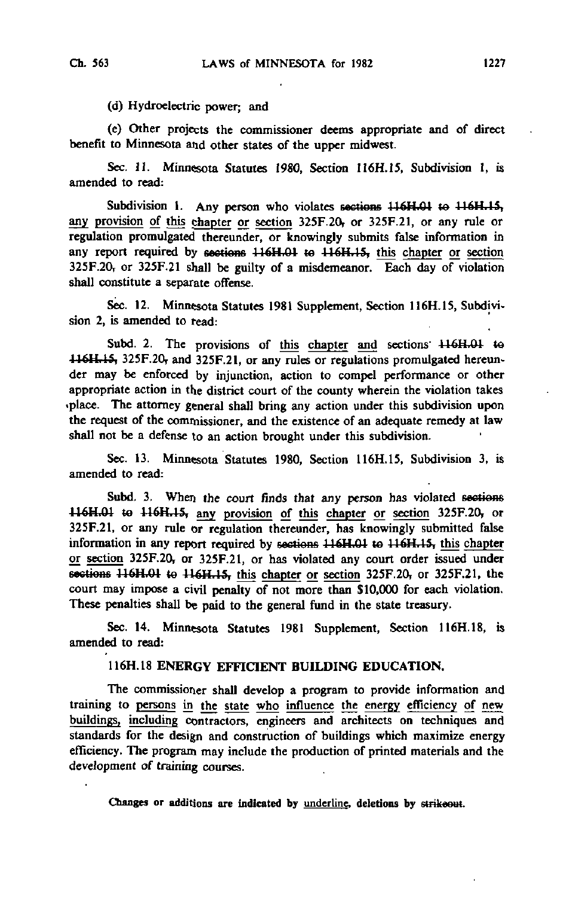(d) Hydroelectric power; and

(e) Other projects the commissioner deems appropriate and of direct benefit to Minnesota and other states of the upper midwest.

Sec. 11. Minnesota Statutes 1980, Section 116H.15, Subdivision 1, is amended to read:

Subdivision 1. Any person who violates ~~sections 116H.01 to 116H.15,~~ <u>any provision of this chapter or section</u> 325F.20~~,~~ or 325F.21, or any rule or regulation promulgated thereunder, or knowingly submits false information in any report required by ~~sections 116H.01 to 116H.15,~~ <u>this chapter or section</u> 325F.20~~,~~ or 325F.21 shall be guilty of a misdemeanor. Each day of violation shall constitute a separate offense.

Sec. 12. Minnesota Statutes 1981 Supplement, Section 116H.15, Subdivision 2, is amended to read:

Subd. 2. The provisions of <u>this chapter and</u> sections ~~116H.01 to 116H.15,~~ 325F.20~~,~~ and 325F.21, or any rules or regulations promulgated hereunder may be enforced by injunction, action to compel performance or other appropriate action in the district court of the county wherein the violation takes place. The attorney general shall bring any action under this subdivision upon the request of the commissioner, and the existence of an adequate remedy at law shall not be a defense to an action brought under this subdivision.

Sec. 13. Minnesota Statutes 1980, Section 116H.15, Subdivision 3, is amended to read:

Subd. 3. When the court finds that any person has violated ~~sections 116H.01 to 116H.15,~~ <u>any provision of this chapter or section</u> 325F.20~~,~~ or 325F.21, or any rule or regulation thereunder, has knowingly submitted false information in any report required by ~~sections 116H.01 to 116H.15,~~ <u>this chapter or section</u> 325F.20~~,~~ or 325F.21, or has violated any court order issued under ~~sections 116H.01 to 116H.15,~~ <u>this chapter or section</u> 325F.20~~,~~ or 325F.21, the court may impose a civil penalty of not more than $10,000 for each violation. These penalties shall be paid to the general fund in the state treasury.

Sec. 14. Minnesota Statutes 1981 Supplement, Section 116H.18, is amended to read:

116H.18 ENERGY EFFICIENT BUILDING EDUCATION.

The commissioner shall develop a program to provide information and training to <u>persons in the state who influence the energy efficiency of new buildings, including</u> contractors, engineers and architects on techniques and standards for the design and construction of buildings which maximize energy efficiency. The program may include the production of printed materials and the development of training courses.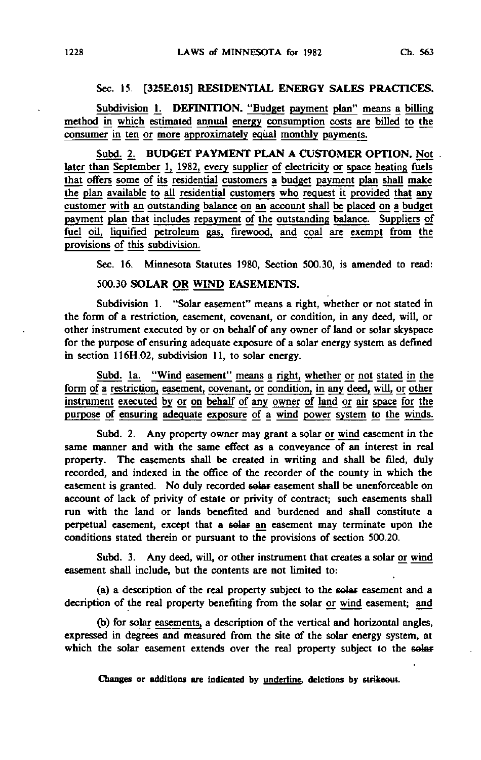Sec. 15. [325E.015] RESIDENTIAL ENERGY SALES PRACTICES.

Subdivision 1. DEFINITION. "Budget payment plan" means a billing method in which estimated annual energy consumption costs are billed to the consumer in ten or more approximately equal monthly payments.

Subd. 2. BUDGET PAYMENT PLAN A CUSTOMER OPTION. Not later than September 1, 1982, every supplier of electricity or space heating fuels that offers some of its residential customers a budget payment plan shall make the plan available to all residential customers who request it provided that any customer with an outstanding balance on an account shall be placed on a budget payment plan that includes repayment of the outstanding balance. Suppliers of fuel oil, liquified petroleum gas, firewood, and coal are exempt from the provisions of this subdivision.

Sec. 16. Minnesota Statutes 1980, Section 500.30, is amended to read:

500.30 SOLAR OR WIND EASEMENTS.

Subdivision 1. "Solar easement" means a right, whether or not stated in the form of a restriction, easement, covenant, or condition, in any deed, will, or other instrument executed by or on behalf of any owner of land or solar skyspace for the purpose of ensuring adequate exposure of a solar energy system as defined in section 116H.02, subdivision 11, to solar energy.

Subd. 1a. "Wind easement" means a right, whether or not stated in the form of a restriction, easement, covenant, or condition, in any deed, will, or other instrument executed by or on behalf of any owner of land or air space for the purpose of ensuring adequate exposure of a wind power system to the winds.

Subd. 2. Any property owner may grant a solar or wind easement in the same manner and with the same effect as a conveyance of an interest in real property. The easements shall be created in writing and shall be filed, duly recorded, and indexed in the office of the recorder of the county in which the easement is granted. No duly recorded ~~solar~~ easement shall be unenforceable on account of lack of privity of estate or privity of contract; such easements shall run with the land or lands benefited and burdened and shall constitute a perpetual easement, except that a ~~solar~~ an easement may terminate upon the conditions stated therein or pursuant to the provisions of section 500.20.

Subd. 3. Any deed, will, or other instrument that creates a solar or wind easement shall include, but the contents are not limited to:

(a) a description of the real property subject to the ~~solar~~ easement and a decription of the real property benefiting from the solar or wind easement; and

(b) for solar easements, a description of the vertical and horizontal angles, expressed in degrees and measured from the site of the solar energy system, at which the solar easement extends over the real property subject to the ~~solar~~

Changes or additions are indicated by underline, deletions by ~~strikeout~~.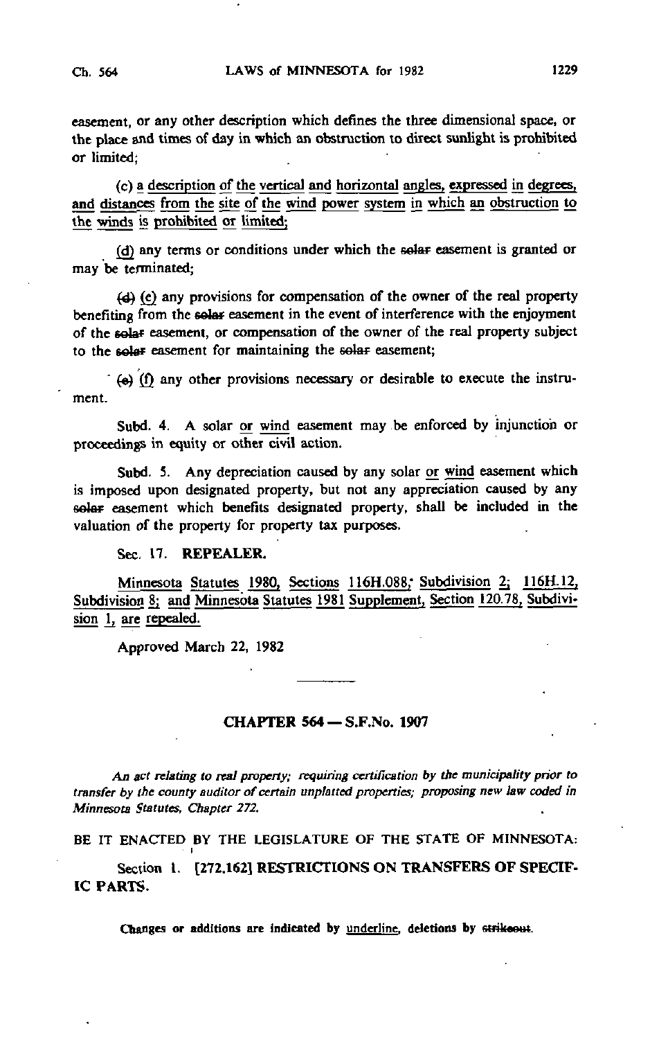easement, or any other description which defines the three dimensional space, or the place and times of day in which an obstruction to direct sunlight is prohibited or limited;

(c) a description of the vertical and horizontal angles, expressed in degrees, and distances from the site of the wind power system in which an obstruction to the winds is prohibited or limited;

(d) any terms or conditions under which the ~~solar~~ easement is granted or may be terminated;

~~(d)~~ (e) any provisions for compensation of the owner of the real property benefiting from the ~~solar~~ easement in the event of interference with the enjoyment of the ~~solar~~ easement, or compensation of the owner of the real property subject to the ~~solar~~ easement for maintaining the ~~solar~~ easement;

~~(e)~~ (f) any other provisions necessary or desirable to execute the instrument.

Subd. 4. A solar or wind easement may be enforced by injunction or proceedings in equity or other civil action.

Subd. 5. Any depreciation caused by any solar or wind easement which is imposed upon designated property, but not any appreciation caused by any ~~solar~~ easement which benefits designated property, shall be included in the valuation of the property for property tax purposes.

Sec. 17. **REPEALER.**

Minnesota Statutes 1980, Sections 116H.088, Subdivision 2; 116H.12, Subdivision 8; and Minnesota Statutes 1981 Supplement, Section 120.78, Subdivision 1, are repealed.

Approved March 22, 1982

---

## CHAPTER 564 — S.F.No. 1907

*An act relating to real property; requiring certification by the municipality prior to transfer by the county auditor of certain unplatted properties; proposing new law coded in Minnesota Statutes, Chapter 272.*

BE IT ENACTED BY THE LEGISLATURE OF THE STATE OF MINNESOTA:

Section 1. **[272.162] RESTRICTIONS ON TRANSFERS OF SPECIFIC PARTS.**

Changes or additions are indicated by underline, deletions by ~~strikeout~~.